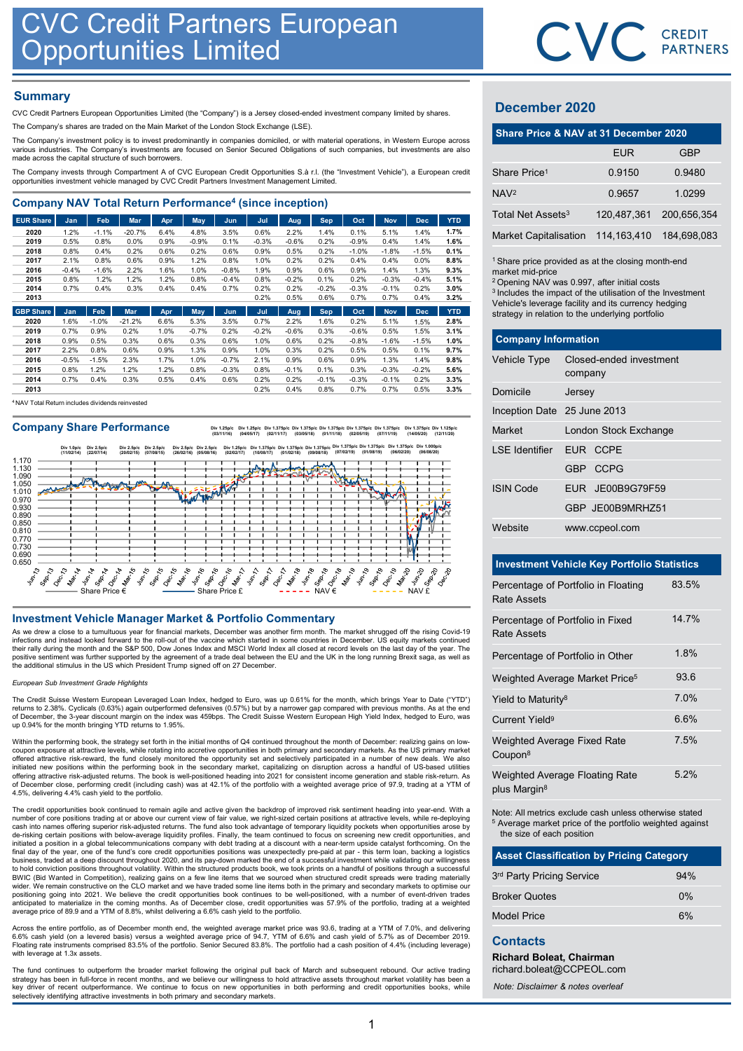# CVC Credit Partners European Opportunities Limited

CVC CREDIT PARTNERS

## Summary

CVC Credit Partners European Opportunities Limited (the "Company") is a Jersey closed-ended investment company limited by shares.

The Company's shares are traded on the Main Market of the London Stock Exchange (LSE).

The Company's investment policy is to invest predominantly in companies domiciled, or with material operations, in Western Europe across various industries. The Company's investments are focused on Senior Secured Obligations of such companies, but investments are also made across the capital structure of such borrowers.

The Company invests through Compartment A of CVC European Credit Opportunities S.à r.l. (the "Investment Vehicle"), a European credit opportunities investment vehicle managed by CVC Credit Partners Investment Management Limited.

## Company NAV Total Return Performance[4] (since inception)

| EUR Share | Jan | Feb | Mar | Apr | May | Jun | Jul | Aug | Sep | Oct | Nov | Dec | YTD |
|---|---|---|---|---|---|---|---|---|---|---|---|---|---|
| 2020 | 1.2% | -1.1% | -20.7% | 6.4% | 4.8% | 3.5% | 0.6% | 2.2% | 1.4% | 0.1% | 5.1% | 1.4% | 1.7% |
| 2019 | 0.5% | 0.8% | 0.0% | 0.9% | -0.9% | 0.1% | -0.3% | -0.6% | 0.2% | -0.9% | 0.4% | 1.4% | 1.6% |
| 2018 | 0.8% | 0.4% | 0.2% | 0.6% | 0.2% | 0.6% | 0.9% | 0.5% | 0.2% | -1.0% | -1.8% | -1.5% | 0.1% |
| 2017 | 2.1% | 0.8% | 0.6% | 0.9% | 1.2% | 0.8% | 1.0% | 0.2% | 0.2% | 0.4% | 0.4% | 0.0% | 8.8% |
| 2016 | -0.4% | -1.6% | 2.2% | 1.6% | 1.0% | -0.8% | 1.9% | 0.9% | 0.6% | 0.9% | 1.4% | 1.3% | 9.3% |
| 2015 | 0.8% | 1.2% | 1.2% | 1.2% | 0.8% | -0.4% | 0.8% | -0.2% | 0.1% | 0.2% | -0.3% | -0.4% | 5.1% |
| 2014 | 0.7% | 0.4% | 0.3% | 0.4% | 0.4% | 0.7% | 0.2% | 0.2% | -0.2% | -0.3% | -0.1% | 0.2% | 3.0% |
| 2013 | | | | | | | 0.2% | 0.5% | 0.6% | 0.7% | 0.7% | 0.4% | 3.2% |

| GBP Share | Jan | Feb | Mar | Apr | May | Jun | Jul | Aug | Sep | Oct | Nov | Dec | YTD |
|---|---|---|---|---|---|---|---|---|---|---|---|---|---|
| 2020 | 1.6% | -1.0% | -21.2% | 6.6% | 5.3% | 3.5% | 0.7% | 2.2% | 1.6% | 0.2% | 5.1% | 1.5% | 2.8% |
| 2019 | 0.7% | 0.9% | 0.2% | 1.0% | -0.7% | 0.2% | -0.2% | -0.6% | 0.3% | -0.6% | 0.5% | 1.5% | 3.1% |
| 2018 | 0.9% | 0.5% | 0.3% | 0.6% | 0.3% | 0.6% | 1.0% | 0.6% | 0.2% | -0.8% | -1.6% | -1.5% | 1.0% |
| 2017 | 2.2% | 0.8% | 0.6% | 0.9% | 1.3% | 0.9% | 1.0% | 0.3% | 0.2% | 0.5% | 0.5% | 0.1% | 9.7% |
| 2016 | -0.5% | -1.5% | 2.3% | 1.7% | 1.0% | -0.7% | 2.1% | 0.9% | 0.6% | 0.9% | 1.3% | 1.3% | 9.8% |
| 2015 | 0.8% | 1.2% | 1.2% | 1.2% | 0.8% | -0.3% | 0.8% | -0.1% | 0.1% | 0.3% | -0.3% | -0.2% | 5.6% |
| 2014 | 0.7% | 0.4% | 0.3% | 0.5% | 0.4% | 0.6% | 0.2% | 0.2% | -0.1% | -0.3% | -0.1% | 0.2% | 3.3% |
| 2013 | | | | | | | 0.2% | 0.4% | 0.8% | 0.7% | 0.7% | 0.5% | 3.3% |

[4] NAV Total Return includes dividends reinvested

## Company Share Performance

Div 1.0p/c (11/02/14), Div 2.5p/c (22/07/14), Div 2.5p/c (20/02/15), Div 2.5p/c (07/08/15), Div 2.5p/c (26/02/16), Div 2.5p/c (05/08/16), Div 1.25p/c (03/11/16), Div 1.25p/c (04/05/17), Div 1.25p/c (02/02/17), Div 1.375p/c (02/11/17), Div 1.375p/c (10/08/17), Div 1.375p/c (03/05/18), Div 1.375p/c (01/02/18), Div 1.375p/c (01/11/18), Div 1.375p/c (09/08/18), Div 1.375p/c (02/05/19), Div 1.375p/c (07/02/19), Div 1.375p/c (07/11/19), Div 1.375p/c (01/08/19), Div 1.375p/c (14/05/20), Div 1.375p/c (06/02/20), Div 1.125p/c (12/11/20), Div 1.000p/c (06/08/20)

Legend: Share Price € — Share Price £ — NAV € — NAV £

## Investment Vehicle Manager Market & Portfolio Commentary

As we drew a close to a tumultuous year for financial markets, December was another firm month. The market shrugged off the rising Covid-19 infections and instead looked forward to the roll-out of the vaccine which started in some countries in December. US equity markets continued their rally during the month and the S&P 500, Dow Jones Index and MSCI World Index all closed at record levels on the last day of the year. The positive sentiment was further supported by the agreement of a trade deal between the EU and the UK in the long running Brexit saga, as well as the additional stimulus in the US which President Trump signed off on 27 December.

*European Sub Investment Grade Highlights*

The Credit Suisse Western European Leveraged Loan Index, hedged to Euro, was up 0.61% for the month, which brings Year to Date ("YTD") returns to 2.38%. Cyclicals (0.63%) again outperformed defensives (0.57%) but by a narrower gap compared with previous months. As at the end of December, the 3-year discount margin on the index was 459bps. The Credit Suisse Western European High Yield Index, hedged to Euro, was up 0.94% for the month bringing YTD returns to 1.95%.

Within the performing book, the strategy set forth in the initial months of Q4 continued throughout the month of December: realizing gains on low-coupon exposure at attractive levels, while rotating into accretive opportunities in both primary and secondary markets. As the US primary market offered attractive risk-reward, the fund closely monitored the opportunity set and selectively participated in a number of new deals. We also initiated new positions within the performing book in the secondary market, capitalizing on disruption across a handful of US-based utilities offering attractive risk-adjusted returns. The book is well-positioned heading into 2021 for consistent income generation and stable risk-return. As of December close, performing credit (including cash) was at 42.1% of the portfolio with a weighted average price of 97.9, trading at a YTM of 4.5%, delivering 4.4% cash yield to the portfolio.

The credit opportunities book continued to remain agile and active given the backdrop of improved risk sentiment heading into year-end. With a number of core positions trading at or above our current view of fair value, we right-sized certain positions at attractive levels, while re-deploying cash into names offering superior risk-adjusted returns. The fund also took advantage of temporary liquidity pockets when opportunities arose by de-risking certain positions with below-average liquidity profiles. Finally, the team continued to focus on screening new credit opportunities, and initiated a position in a global telecommunications company with debt trading at a discount with a near-term upside catalyst forthcoming. On the final day of the year, one of the fund's core credit opportunities positions was unexpectedly pre-paid at par - this term loan, backing a logistics business, traded at a deep discount throughout 2020, and its pay-down marked the end of a successful investment while validating our willingness to hold conviction positions throughout volatility. Within the structured products book, we took profits on a handful of positions through a successful BWIC (Bid Wanted in Competition), realizing gains on a few line items that we sourced when structured credit spreads were trading materially wider. We remain constructive on the CLO market and we have traded some line items both in the primary and secondary markets to optimise our positioning going into 2021. We believe the credit opportunities book continues to be well-positioned, with a number of event-driven trades anticipated to materialize in the coming months. As of December close, credit opportunities was 57.9% of the portfolio, trading at a weighted average price of 89.9 and a YTM of 8.8%, whilst delivering a 6.6% cash yield to the portfolio.

Across the entire portfolio, as of December month end, the weighted average market price was 93.6, trading at a YTM of 7.0%, and delivering 6.6% cash yield (on a levered basis) versus a weighted average price of 94.7, YTM of 6.6% and cash yield of 5.7% as of December 2019. Floating rate instruments comprised 83.5% of the portfolio. Senior Secured 83.8%. The portfolio had a cash position of 4.4% (including leverage) with leverage at 1.3x assets.

The fund continues to outperform the broader market following the original pull back of March and subsequent rebound. Our active trading strategy has been in full-force in recent months, and we believe our willingness to hold attractive assets throughout market volatility has been a key driver of recent outperformance. We continue to focus on new opportunities in both performing and credit opportunities books, while selectively identifying attractive investments in both primary and secondary markets.

## December 2020

### Share Price & NAV at 31 December 2020

| | EUR | GBP |
|---|---|---|
| Share Price[1] | 0.9150 | 0.9480 |
| NAV[2] | 0.9657 | 1.0299 |
| Total Net Assets[3] | 120,487,361 | 200,656,354 |
| Market Capitalisation | 114,163,410 | 184,698,083 |

[1] Share price provided as at the closing month-end market mid-price
[2] Opening NAV was 0.997, after initial costs
[3] Includes the impact of the utilisation of the Investment Vehicle's leverage facility and its currency hedging strategy in relation to the underlying portfolio

### Company Information

| | |
|---|---|
| Vehicle Type | Closed-ended investment company |
| Domicile | Jersey |
| Inception Date | 25 June 2013 |
| Market | London Stock Exchange |
| LSE Identifier | EUR CCPE |
| | GBP CCPG |
| ISIN Code | EUR JE00B9G79F59 |
| | GBP JE00B9MRHZ51 |
| Website | www.ccpeol.com |

### Investment Vehicle Key Portfolio Statistics

| | |
|---|---|
| Percentage of Portfolio in Floating Rate Assets | 83.5% |
| Percentage of Portfolio in Fixed Rate Assets | 14.7% |
| Percentage of Portfolio in Other | 1.8% |
| Weighted Average Market Price[5] | 93.6 |
| Yield to Maturity[8] | 7.0% |
| Current Yield[9] | 6.6% |
| Weighted Average Fixed Rate Coupon[8] | 7.5% |
| Weighted Average Floating Rate plus Margin[8] | 5.2% |

Note: All metrics exclude cash unless otherwise stated
[5] Average market price of the portfolio weighted against the size of each position

### Asset Classification by Pricing Category

| | |
|---|---|
| 3rd Party Pricing Service | 94% |
| Broker Quotes | 0% |
| Model Price | 6% |

## Contacts

**Richard Boleat, Chairman**
richard.boleat@CCPEOL.com

*Note: Disclaimer & notes overleaf*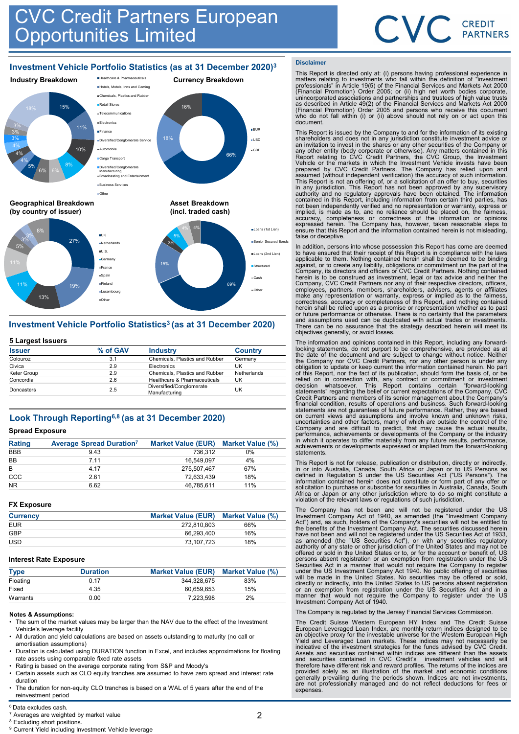# CVC Credit Partners European Opportunities Limited

CVC CREDIT PARTNERS

## Investment Vehicle Portfolio Statistics (as at 31 December 2020)[3]

### Industry Breakdown

15%
11%
10%
8%
6%
6%
5%
4%
4%
4%
3%
3%
3%
18%

Healthcare & Pharmaceuticals
Hotels, Motels, Inns and Gaming
Chemicals, Plastics and Rubber
Retail Stores
Telecommunications
Electronics
Finance
Diversified/Conglomerate Service
Automobile
Cargo Transport
Diversified/Conglomerate Manufacturing
Broadcasting and Entertainment
Business Services
Other

### Currency Breakdown

66%
18%
16%

EUR
USD
GBP

### Geographical Breakdown (by country of issuer)

27%
19%
13%
11%
11%
5%
3%
3%
8%

UK
Netherlands
U.S.
Germany
France
Spain
Finland
Luxembourg
Other

### Asset Breakdown (incl. traded cash)

69%
15%
3%
5%
4%
4%

Loans (1st Lien)
Senior Secured Bonds
Loans (2nd Lien)
Structured
Cash
Other

## Investment Vehicle Portfolio Statistics[3] (as at 31 December 2020)

### 5 Largest Issuers

| Issuer | % of GAV | Industry | Country |
|---|---|---|---|
| Colouroz | 3.1 | Chemicals, Plastics and Rubber | Germany |
| Civica | 2.9 | Electronics | UK |
| Keter Group | 2.9 | Chemicals, Plastics and Rubber | Netherlands |
| Concordia | 2.6 | Healthcare & Pharmaceuticals | UK |
| Doncasters | 2.5 | Diversified/Conglomerate Manufacturing | UK |

## Look Through Reporting[6,8] (as at 31 December 2020)

### Spread Exposure

| Rating | Average Spread Duration[7] | Market Value (EUR) | Market Value (%) |
|---|---|---|---|
| BBB | 9.43 | 736,312 | 0% |
| BB | 7.11 | 16,549,097 | 4% |
| B | 4.17 | 275,507,467 | 67% |
| CCC | 2.61 | 72,633,439 | 18% |
| NR | 6.62 | 46,785,611 | 11% |

### FX Exposure

| Currency | Market Value (EUR) | Market Value (%) |
|---|---|---|
| EUR | 272,810,803 | 66% |
| GBP | 66,293,400 | 16% |
| USD | 73,107,723 | 18% |

### Interest Rate Exposure

| Type | Duration | Market Value (EUR) | Market Value (%) |
|---|---|---|---|
| Floating | 0.17 | 344,328,675 | 83% |
| Fixed | 4.35 | 60,659,653 | 15% |
| Warrants | 0.00 | 7,223,598 | 2% |

**Notes & Assumptions:**

- The sum of the market values may be larger than the NAV due to the effect of the Investment Vehicle's leverage facility
- All duration and yield calculations are based on assets outstanding to maturity (no call or amortisation assumptions)
- Duration is calculated using DURATION function in Excel, and includes approximations for floating rate assets using comparable fixed rate assets
- Rating is based on the average corporate rating from S&P and Moody's
- Certain assets such as CLO equity tranches are assumed to have zero spread and interest rate duration
- The duration for non-equity CLO tranches is based on a WAL of 5 years after the end of the reinvestment period

## Disclaimer

This Report is directed only at: (i) persons having professional experience in matters relating to investments who fall within the definition of "investment professionals" in Article 19(5) of the Financial Services and Markets Act 2000 (Financial Promotion) Order 2005; or (ii) high net worth bodies corporate, unincorporated associations and partnerships and trustees of high value trusts as described in Article 49(2) of the Financial Services and Markets Act 2000 (Financial Promotion) Order 2005 and persons who receive this document who do not fall within (i) or (ii) above should not rely on or act upon this document.

This Report is issued by the Company to and for the information of its existing shareholders and does not in any jurisdiction constitute investment advice or an invitation to invest in the shares or any other securities of the Company or any other entity (body corporate or otherwise). Any matters contained in this Report relating to CVC Credit Partners, the CVC Group, the Investment Vehicle or the markets in which the Investment Vehicle invests have been prepared by CVC Credit Partners. The Company has relied upon and assumed (without independent verification) the accuracy of such information. This Report is not an offering of, or a solicitation of an offer to buy, securities in any jurisdiction. This Report has not been approved by any supervisory authority and no regulatory approvals have been obtained. The information contained in this Report, including information from certain third parties, has not been independently verified and no representation or warranty, express or implied, is made as to, and no reliance should be placed on, the fairness, accuracy, completeness or correctness of the information or opinions expressed herein. The Company has, however, taken reasonable steps to ensure that this Report and the information contained herein is not misleading, false or deceptive.

In addition, persons into whose possession this Report has come are deemed to have ensured that their receipt of this Report is in compliance with the laws applicable to them. Nothing contained herein shall be deemed to be binding against, or to create any liability, obligations or commitment on the part of the Company, its directors and officers or CVC Credit Partners. Nothing contained herein is to be construed as investment, legal or tax advice and neither the Company, CVC Credit Partners nor any of their respective directors, officers, employees, partners, members, shareholders, advisers, agents or affiliates make any representation or warranty, express or implied as to the fairness, correctness, accuracy or completeness of this Report, and nothing contained herein shall be relied upon as a promise or representation whether as to past or future performance or otherwise. There is no certainty that the parameters and assumptions used can be duplicated with actual trades or investments. There can be no assurance that the strategy described herein will meet its objectives generally, or avoid losses.

The information and opinions contained in this Report, including any forward-looking statements, do not purport to be comprehensive, are provided as at the date of the document and are subject to change without notice. Neither the Company nor CVC Credit Partners, nor any other person is under any obligation to update or keep current the information contained herein. No part of this Report, nor the fact of its publication, should form the basis of, or be relied on in connection with, any contract or commitment or investment decision whatsoever. This Report contains certain "forward-looking statements" regarding the belief or current expectations of the Company, CVC Credit Partners and members of its senior management about the Company's financial condition, results of operations and business. Such forward-looking statements are not guarantees of future performance. Rather, they are based on current views and assumptions and involve known and unknown risks, uncertainties and other factors, many of which are outside the control of the Company and are difficult to predict, that may cause the actual results, performance, achievements or developments of the Company or the industry in which it operates to differ materially from any future results, performance, achievements or developments expressed or implied from the forward-looking statements.

This Report is not for release, publication or distribution, directly or indirectly, in or into Australia, Canada, South Africa or Japan or to US Persons as defined in Regulation S under the US Securities Act ("US Persons"). The information contained herein does not constitute or form part of any offer or solicitation to purchase or subscribe for securities in Australia, Canada, South Africa or Japan or any other jurisdiction where to do so might constitute a violation of the relevant laws or regulations of such jurisdiction.

The Company has not been and will not be registered under the US Investment Company Act of 1940, as amended (the "Investment Company Act") and, as such, holders of the Company's securities will not be entitled to the benefits of the Investment Company Act. The securities discussed herein have not been and will not be registered under the US Securities Act of 1933, as amended (the "US Securities Act"), or with any securities regulatory authority of any state or other jurisdiction of the United States and may not be offered or sold in the United States or to, or for the account or benefit of, US persons absent registration or an exemption from registration under the US Securities Act in a manner that would not require the Company to register under the US Investment Company Act 1940. No public offering of securities will be made in the United States. No securities may be offered or sold, directly or indirectly, into the United States to US persons absent registration or an exemption from registration under the US Securities Act and in a manner that would not require the Company to register under the US Investment Company Act of 1940.

The Company is regulated by the Jersey Financial Services Commission.

The Credit Suisse Western European HY Index and The Credit Suisse European Leveraged Loan Index, are monthly return indices designed to be an objective proxy for the investable universe for the Western European High Yield and Leveraged Loan markets. These indices may not necessarily be indicative of the investment strategies for the funds advised by CVC Credit. Assets and securities contained within indices are different than the assets and securities contained in CVC Credit's investment vehicles and will therefore have different risk and reward profiles. The returns of the indices are provided solely as an illustration of the market and economic conditions generally prevailing during the periods shown. Indices are not investments, are not professionally managed and do not reflect deductions for fees or expenses.

[6] Data excludes cash.
[7] Averages are weighted by market value
[8] Excluding short positions.
[9] Current Yield including Investment Vehicle leverage